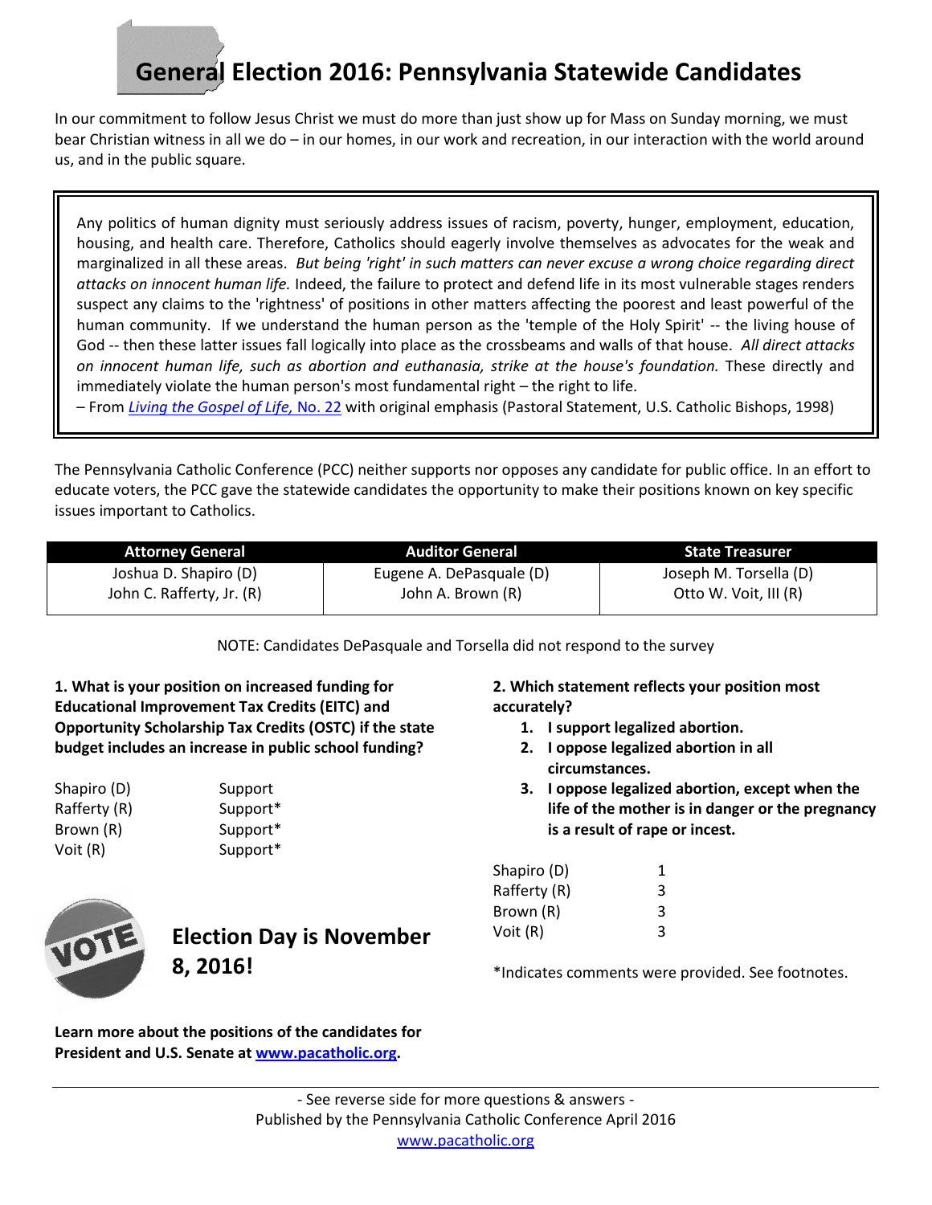# General Election 2016: Pennsylvania Statewide Candidates

In our commitment to follow Jesus Christ we must do more than just show up for Mass on Sunday morning, we must bear Christian witness in all we do – in our homes, in our work and recreation, in our interaction with the world around us, and in the public square.

> Any politics of human dignity must seriously address issues of racism, poverty, hunger, employment, education, housing, and health care. Therefore, Catholics should eagerly involve themselves as advocates for the weak and marginalized in all these areas. *But being 'right' in such matters can never excuse a wrong choice regarding direct attacks on innocent human life.* Indeed, the failure to protect and defend life in its most vulnerable stages renders suspect any claims to the 'rightness' of positions in other matters affecting the poorest and least powerful of the human community. If we understand the human person as the 'temple of the Holy Spirit' -- the living house of God -- then these latter issues fall logically into place as the crossbeams and walls of that house. *All direct attacks on innocent human life, such as abortion and euthanasia, strike at the house's foundation.* These directly and immediately violate the human person's most fundamental right – the right to life.
>
> – From *Living the Gospel of Life,* No. 22 with original emphasis (Pastoral Statement, U.S. Catholic Bishops, 1998)

The Pennsylvania Catholic Conference (PCC) neither supports nor opposes any candidate for public office. In an effort to educate voters, the PCC gave the statewide candidates the opportunity to make their positions known on key specific issues important to Catholics.

| Attorney General | Auditor General | State Treasurer |
|---|---|---|
| Joshua D. Shapiro (D)<br>John C. Rafferty, Jr. (R) | Eugene A. DePasquale (D)<br>John A. Brown (R) | Joseph M. Torsella (D)<br>Otto W. Voit, III (R) |

NOTE: Candidates DePasquale and Torsella did not respond to the survey

**1. What is your position on increased funding for Educational Improvement Tax Credits (EITC) and Opportunity Scholarship Tax Credits (OSTC) if the state budget includes an increase in public school funding?**

| | |
|---|---|
| Shapiro (D) | Support |
| Rafferty (R) | Support* |
| Brown (R) | Support* |
| Voit (R) | Support* |

**Election Day is November 8, 2016!**

**Learn more about the positions of the candidates for President and U.S. Senate at www.pacatholic.org.**

**2. Which statement reflects your position most accurately?**

1. **I support legalized abortion.**
2. **I oppose legalized abortion in all circumstances.**
3. **I oppose legalized abortion, except when the life of the mother is in danger or the pregnancy is a result of rape or incest.**

| | |
|---|---|
| Shapiro (D) | 1 |
| Rafferty (R) | 3 |
| Brown (R) | 3 |
| Voit (R) | 3 |

*Indicates comments were provided. See footnotes.

- See reverse side for more questions & answers -

Published by the Pennsylvania Catholic Conference April 2016

www.pacatholic.org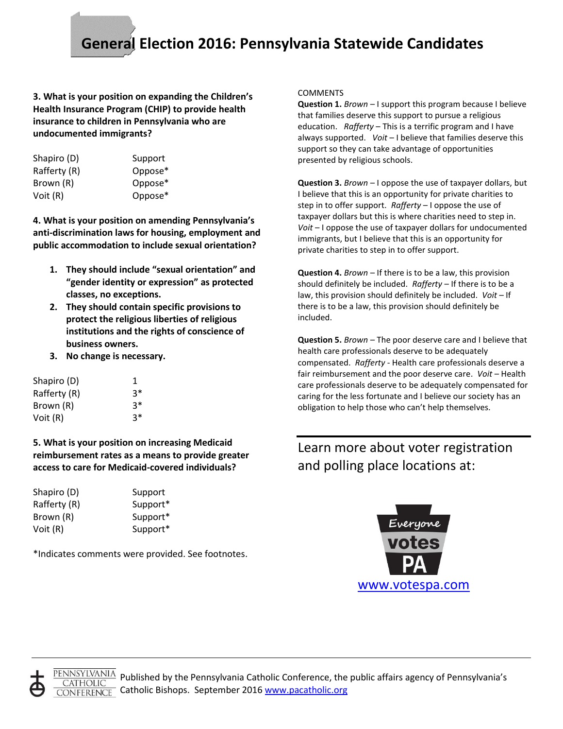# General Election 2016: Pennsylvania Statewide Candidates

**3. What is your position on expanding the Children's Health Insurance Program (CHIP) to provide health insurance to children in Pennsylvania who are undocumented immigrants?**

| | |
|---|---|
| Shapiro (D) | Support |
| Rafferty (R) | Oppose* |
| Brown (R) | Oppose* |
| Voit (R) | Oppose* |

**4. What is your position on amending Pennsylvania's anti-discrimination laws for housing, employment and public accommodation to include sexual orientation?**

1. **They should include "sexual orientation" and "gender identity or expression" as protected classes, no exceptions.**
2. **They should contain specific provisions to protect the religious liberties of religious institutions and the rights of conscience of business owners.**
3. **No change is necessary.**

| | |
|---|---|
| Shapiro (D) | 1 |
| Rafferty (R) | 3* |
| Brown (R) | 3* |
| Voit (R) | 3* |

**5. What is your position on increasing Medicaid reimbursement rates as a means to provide greater access to care for Medicaid-covered individuals?**

| | |
|---|---|
| Shapiro (D) | Support |
| Rafferty (R) | Support* |
| Brown (R) | Support* |
| Voit (R) | Support* |

*Indicates comments were provided. See footnotes.

COMMENTS

**Question 1.** *Brown* – I support this program because I believe that families deserve this support to pursue a religious education. *Rafferty* – This is a terrific program and I have always supported. *Voit* – I believe that families deserve this support so they can take advantage of opportunities presented by religious schools.

**Question 3.** *Brown* – I oppose the use of taxpayer dollars, but I believe that this is an opportunity for private charities to step in to offer support. *Rafferty* – I oppose the use of taxpayer dollars but this is where charities need to step in. *Voit* – I oppose the use of taxpayer dollars for undocumented immigrants, but I believe that this is an opportunity for private charities to step in to offer support.

**Question 4.** *Brown* – If there is to be a law, this provision should definitely be included. *Rafferty* – If there is to be a law, this provision should definitely be included. *Voit* – If there is to be a law, this provision should definitely be included.

**Question 5.** *Brown* – The poor deserve care and I believe that health care professionals deserve to be adequately compensated. *Rafferty* - Health care professionals deserve a fair reimbursement and the poor deserve care. *Voit* – Health care professionals deserve to be adequately compensated for caring for the less fortunate and I believe our society has an obligation to help those who can't help themselves.

Learn more about voter registration and polling place locations at:

Everyone votes PA

www.votespa.com

Published by the Pennsylvania Catholic Conference, the public affairs agency of Pennsylvania's Catholic Bishops. September 2016 www.pacatholic.org